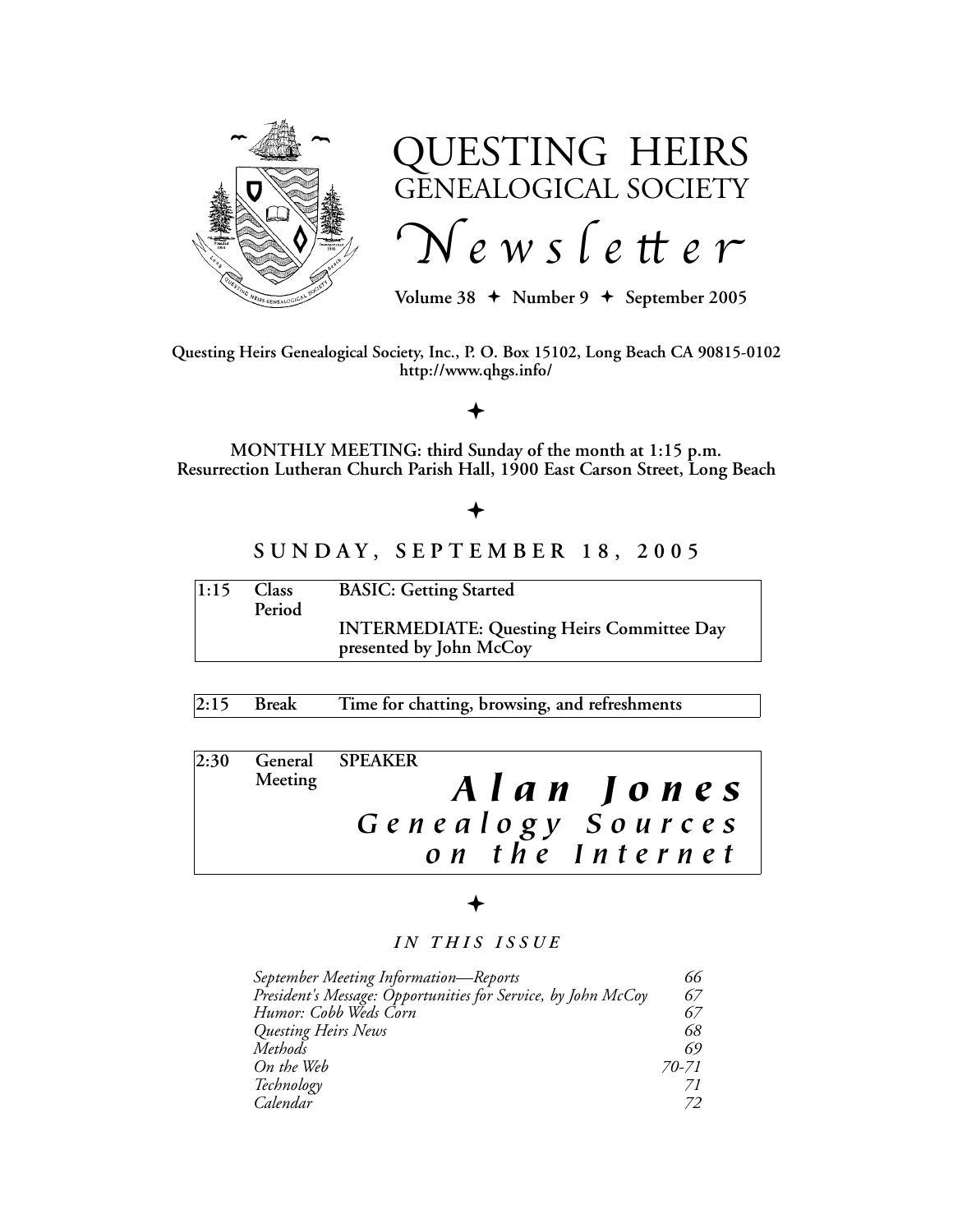# QUESTING HEIRS GENEALOGICAL SOCIETY

## Newsletter

**Volume 38 ✦ Number 9 ✦ September 2005**

**Questing Heirs Genealogical Society, Inc., P. O. Box 15102, Long Beach CA 90815-0102**
**http://www.qhgs.info/**

✦

**MONTHLY MEETING: third Sunday of the month at 1:15 p.m.**
**Resurrection Lutheran Church Parish Hall, 1900 East Carson Street, Long Beach**

✦

## SUNDAY, SEPTEMBER 18, 2005

| | | |
|---|---|---|
| **1:15** | **Class Period** | **BASIC: Getting Started**<br>**INTERMEDIATE: Questing Heirs Committee Day presented by John McCoy** |

| | | |
|---|---|---|
| **2:15** | **Break** | **Time for chatting, browsing, and refreshments** |

| | | |
|---|---|---|
| **2:30** | **General Meeting** | **SPEAKER**<br>***Alan Jones***<br>***Genealogy Sources on the Internet*** |

✦

### *IN THIS ISSUE*

| | |
|---|---|
| *September Meeting Information—Reports* | *66* |
| *President's Message: Opportunities for Service, by John McCoy* | *67* |
| *Humor: Cobb Weds Corn* | *67* |
| *Questing Heirs News* | *68* |
| *Methods* | *69* |
| *On the Web* | *70-71* |
| *Technology* | *71* |
| *Calendar* | *72* |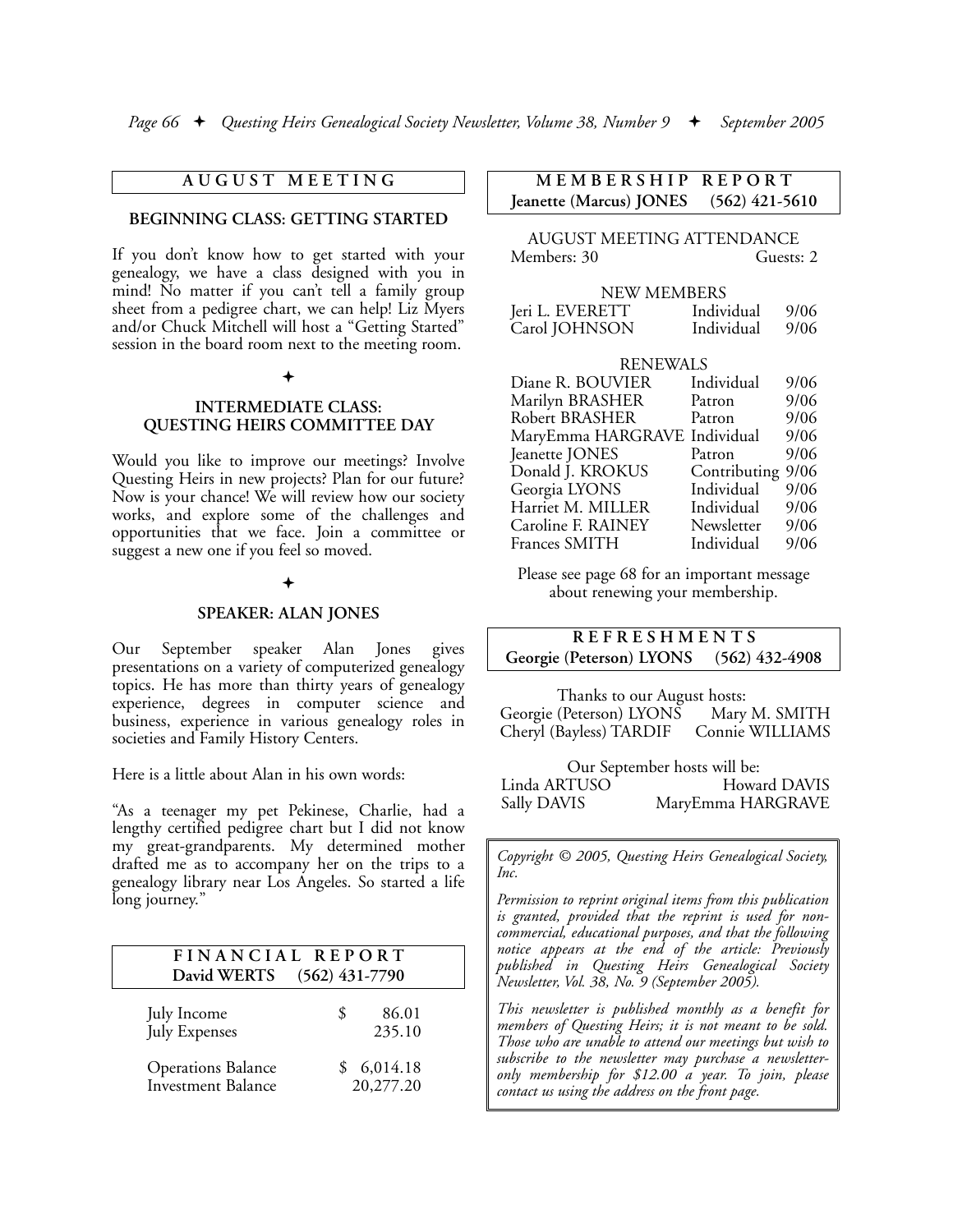## AUGUST MEETING

### BEGINNING CLASS: GETTING STARTED

If you don't know how to get started with your genealogy, we have a class designed with you in mind! No matter if you can't tell a family group sheet from a pedigree chart, we can help! Liz Myers and/or Chuck Mitchell will host a "Getting Started" session in the board room next to the meeting room.

✦

### INTERMEDIATE CLASS: QUESTING HEIRS COMMITTEE DAY

Would you like to improve our meetings? Involve Questing Heirs in new projects? Plan for our future? Now is your chance! We will review how our society works, and explore some of the challenges and opportunities that we face. Join a committee or suggest a new one if you feel so moved.

✦

### SPEAKER: ALAN JONES

Our September speaker Alan Jones gives presentations on a variety of computerized genealogy topics. He has more than thirty years of genealogy experience, degrees in computer science and business, experience in various genealogy roles in societies and Family History Centers.

Here is a little about Alan in his own words:

"As a teenager my pet Pekinese, Charlie, had a lengthy certified pedigree chart but I did not know my great-grandparents. My determined mother drafted me as to accompany her on the trips to a genealogy library near Los Angeles. So started a life long journey."

## FINANCIAL REPORT

**David WERTS (562) 431-7790**

| | |
|---|---|
| July Income | $ 86.01 |
| July Expenses | 235.10 |
| Operations Balance | $ 6,014.18 |
| Investment Balance | 20,277.20 |

## MEMBERSHIP REPORT

**Jeanette (Marcus) JONES (562) 421-5610**

AUGUST MEETING ATTENDANCE

Members: 30 Guests: 2

NEW MEMBERS

| | | |
|---|---|---|
| Jeri L. EVERETT | Individual | 9/06 |
| Carol JOHNSON | Individual | 9/06 |

RENEWALS

| | | |
|---|---|---|
| Diane R. BOUVIER | Individual | 9/06 |
| Marilyn BRASHER | Patron | 9/06 |
| Robert BRASHER | Patron | 9/06 |
| MaryEmma HARGRAVE | Individual | 9/06 |
| Jeanette JONES | Patron | 9/06 |
| Donald J. KROKUS | Contributing | 9/06 |
| Georgia LYONS | Individual | 9/06 |
| Harriet M. MILLER | Individual | 9/06 |
| Caroline F. RAINEY | Newsletter | 9/06 |
| Frances SMITH | Individual | 9/06 |

Please see page 68 for an important message about renewing your membership.

## REFRESHMENTS

**Georgie (Peterson) LYONS (562) 432-4908**

Thanks to our August hosts:

Georgie (Peterson) LYONS Mary M. SMITH
Cheryl (Bayless) TARDIF Connie WILLIAMS

Our September hosts will be:

Linda ARTUSO Howard DAVIS
Sally DAVIS MaryEmma HARGRAVE

*Copyright © 2005, Questing Heirs Genealogical Society, Inc.*

*Permission to reprint original items from this publication is granted, provided that the reprint is used for non-commercial, educational purposes, and that the following notice appears at the end of the article: Previously published in Questing Heirs Genealogical Society Newsletter, Vol. 38, No. 9 (September 2005).*

*This newsletter is published monthly as a benefit for members of Questing Heirs; it is not meant to be sold. Those who are unable to attend our meetings but wish to subscribe to the newsletter may purchase a newsletter-only membership for $12.00 a year. To join, please contact us using the address on the front page.*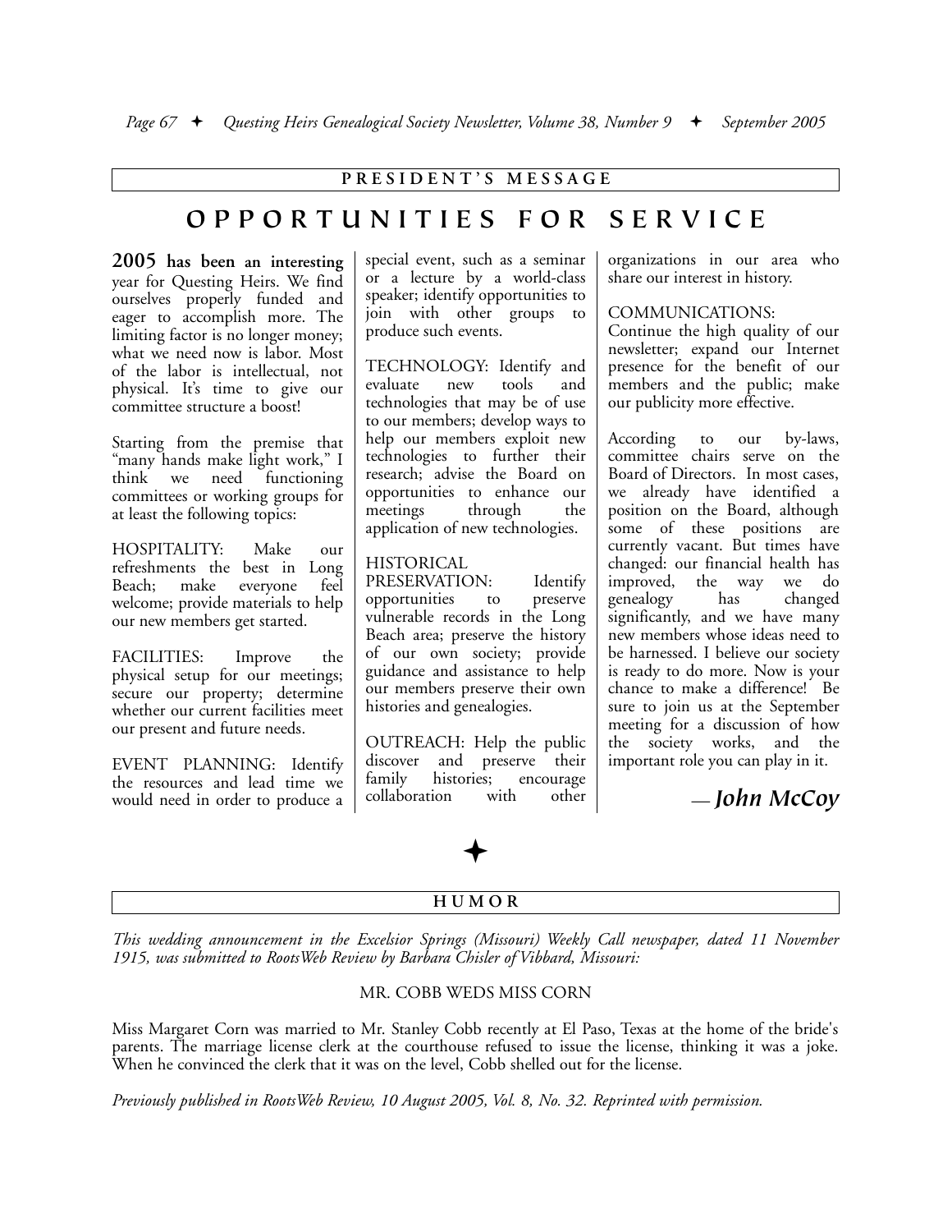## PRESIDENT'S MESSAGE

# OPPORTUNITIES FOR SERVICE

**2005 has been an interesting** year for Questing Heirs. We find ourselves properly funded and eager to accomplish more. The limiting factor is no longer money; what we need now is labor. Most of the labor is intellectual, not physical. It's time to give our committee structure a boost!

Starting from the premise that "many hands make light work," I think we need functioning committees or working groups for at least the following topics:

HOSPITALITY: Make our refreshments the best in Long Beach; make everyone feel welcome; provide materials to help our new members get started.

FACILITIES: Improve the physical setup for our meetings; secure our property; determine whether our current facilities meet our present and future needs.

EVENT PLANNING: Identify the resources and lead time we would need in order to produce a special event, such as a seminar or a lecture by a world-class speaker; identify opportunities to join with other groups to produce such events.

TECHNOLOGY: Identify and evaluate new tools and technologies that may be of use to our members; develop ways to help our members exploit new technologies to further their research; advise the Board on opportunities to enhance our meetings through the application of new technologies.

HISTORICAL PRESERVATION: Identify opportunities to preserve vulnerable records in the Long Beach area; preserve the history of our own society; provide guidance and assistance to help our members preserve their own histories and genealogies.

OUTREACH: Help the public discover and preserve their family histories; encourage collaboration with other organizations in our area who share our interest in history.

COMMUNICATIONS: Continue the high quality of our newsletter; expand our Internet presence for the benefit of our members and the public; make our publicity more effective.

According to our by-laws, committee chairs serve on the Board of Directors. In most cases, we already have identified a position on the Board, although some of these positions are currently vacant. But times have changed: our financial health has improved, the way we do genealogy has changed significantly, and we have many new members whose ideas need to be harnessed. I believe our society is ready to do more. Now is your chance to make a difference! Be sure to join us at the September meeting for a discussion of how the society works, and the important role you can play in it.

*— John McCoy*

✦

## HUMOR

*This wedding announcement in the Excelsior Springs (Missouri) Weekly Call newspaper, dated 11 November 1915, was submitted to RootsWeb Review by Barbara Chisler of Vibbard, Missouri:*

MR. COBB WEDS MISS CORN

Miss Margaret Corn was married to Mr. Stanley Cobb recently at El Paso, Texas at the home of the bride's parents. The marriage license clerk at the courthouse refused to issue the license, thinking it was a joke. When he convinced the clerk that it was on the level, Cobb shelled out for the license.

*Previously published in RootsWeb Review, 10 August 2005, Vol. 8, No. 32. Reprinted with permission.*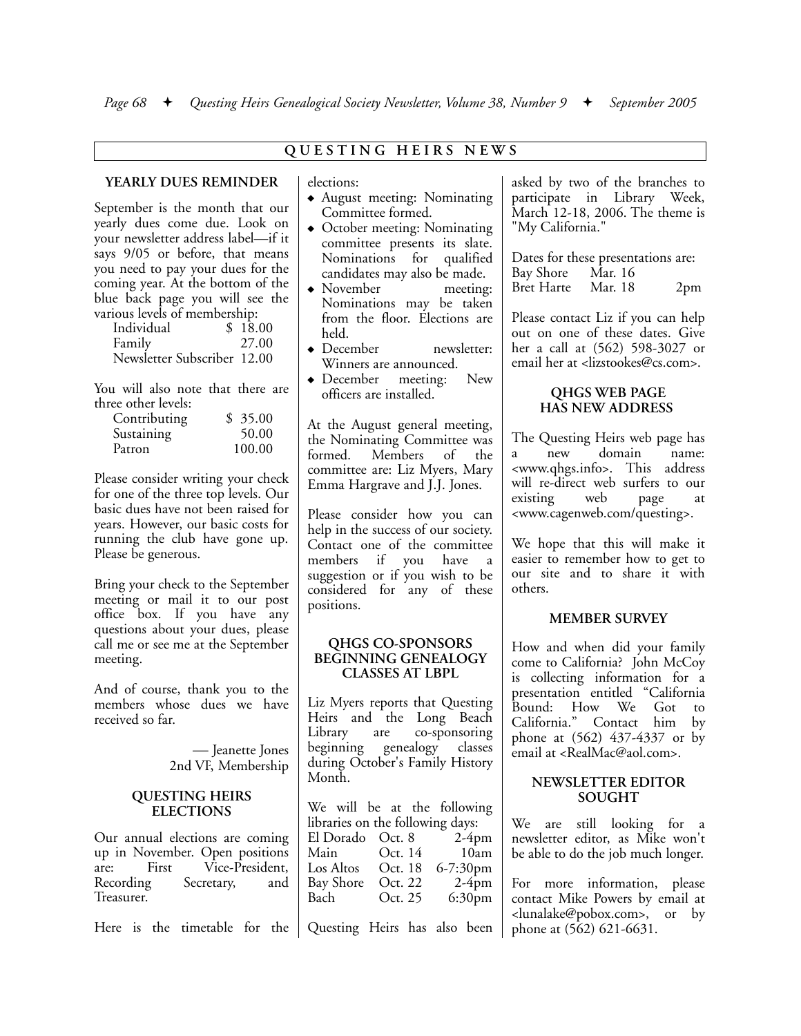## QUESTING HEIRS NEWS

### YEARLY DUES REMINDER

September is the month that our yearly dues come due. Look on your newsletter address label—if it says 9/05 or before, that means you need to pay your dues for the coming year. At the bottom of the blue back page you will see the various levels of membership:

| | |
|---|---|
| Individual | $ 18.00 |
| Family | 27.00 |
| Newsletter Subscriber | 12.00 |

You will also note that there are three other levels:

| | |
|---|---|
| Contributing | $ 35.00 |
| Sustaining | 50.00 |
| Patron | 100.00 |

Please consider writing your check for one of the three top levels. Our basic dues have not been raised for years. However, our basic costs for running the club have gone up. Please be generous.

Bring your check to the September meeting or mail it to our post office box. If you have any questions about your dues, please call me or see me at the September meeting.

And of course, thank you to the members whose dues we have received so far.

— Jeanette Jones
2nd VP, Membership

### QUESTING HEIRS ELECTIONS

Our annual elections are coming up in November. Open positions are: First Vice-President, Recording Secretary, and Treasurer.

Here is the timetable for the elections:

- August meeting: Nominating Committee formed.
- October meeting: Nominating committee presents its slate. Nominations for qualified candidates may also be made.
- November meeting: Nominations may be taken from the floor. Elections are held.
- December newsletter: Winners are announced.
- December meeting: New officers are installed.

At the August general meeting, the Nominating Committee was formed. Members of the committee are: Liz Myers, Mary Emma Hargrave and J.J. Jones.

Please consider how you can help in the success of our society. Contact one of the committee members if you have a suggestion or if you wish to be considered for any of these positions.

### QHGS CO-SPONSORS BEGINNING GENEALOGY CLASSES AT LBPL

Liz Myers reports that Questing Heirs and the Long Beach Library are co-sponsoring beginning genealogy classes during October's Family History Month.

We will be at the following libraries on the following days:

| | | |
|---|---|---|
| El Dorado | Oct. 8 | 2-4pm |
| Main | Oct. 14 | 10am |
| Los Altos | Oct. 18 | 6-7:30pm |
| Bay Shore | Oct. 22 | 2-4pm |
| Bach | Oct. 25 | 6:30pm |

Questing Heirs has also been asked by two of the branches to participate in Library Week, March 12-18, 2006. The theme is "My California."

Dates for these presentations are:

| | | |
|---|---|---|
| Bay Shore | Mar. 16 | |
| Bret Harte | Mar. 18 | 2pm |

Please contact Liz if you can help out on one of these dates. Give her a call at (562) 598-3027 or email her at <lizstookes@cs.com>.

### QHGS WEB PAGE HAS NEW ADDRESS

The Questing Heirs web page has a new domain name: <www.qhgs.info>. This address will re-direct web surfers to our existing web page at <www.cagenweb.com/questing>.

We hope that this will make it easier to remember how to get to our site and to share it with others.

### MEMBER SURVEY

How and when did your family come to California? John McCoy is collecting information for a presentation entitled "California Bound: How We Got to California." Contact him by phone at (562) 437-4337 or by email at <RealMac@aol.com>.

### NEWSLETTER EDITOR SOUGHT

We are still looking for a newsletter editor, as Mike won't be able to do the job much longer.

For more information, please contact Mike Powers by email at <lunalake@pobox.com>, or by phone at (562) 621-6631.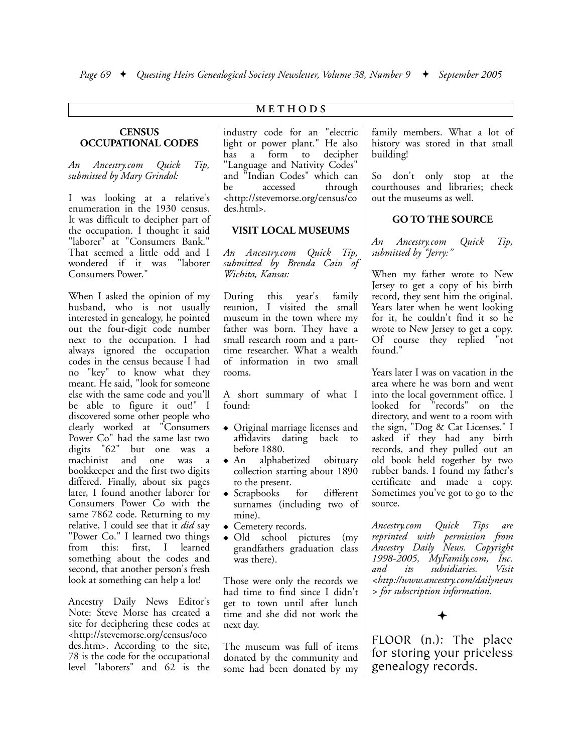## METHODS

### CENSUS OCCUPATIONAL CODES

*An Ancestry.com Quick Tip, submitted by Mary Grindol:*

I was looking at a relative's enumeration in the 1930 census. It was difficult to decipher part of the occupation. I thought it said "laborer" at "Consumers Bank." That seemed a little odd and I wondered if it was "laborer Consumers Power."

When I asked the opinion of my husband, who is not usually interested in genealogy, he pointed out the four-digit code number next to the occupation. I had always ignored the occupation codes in the census because I had no "key" to know what they meant. He said, "look for someone else with the same code and you'll be able to figure it out!" I discovered some other people who clearly worked at "Consumers Power Co" had the same last two digits "62" but one was a machinist and one was a bookkeeper and the first two digits differed. Finally, about six pages later, I found another laborer for Consumers Power Co with the same 7862 code. Returning to my relative, I could see that it *did* say "Power Co." I learned two things from this: first, I learned something about the codes and second, that another person's fresh look at something can help a lot!

Ancestry Daily News Editor's Note: Steve Morse has created a site for deciphering these codes at <http://stevemorse.org/census/codes.htm>. According to the site, 78 is the code for the occupational level "laborers" and 62 is the industry code for an "electric light or power plant." He also has a form to decipher "Language and Nativity Codes" and "Indian Codes" which can be accessed through <http://stevemorse.org/census/codes.html>.

### VISIT LOCAL MUSEUMS

*An Ancestry.com Quick Tip, submitted by Brenda Cain of Wichita, Kansas:*

During this year's family reunion, I visited the small museum in the town where my father was born. They have a small research room and a part-time researcher. What a wealth of information in two small rooms.

A short summary of what I found:

- Original marriage licenses and affidavits dating back to before 1880.
- An alphabetized obituary collection starting about 1890 to the present.
- Scrapbooks for different surnames (including two of mine).
- Cemetery records.
- Old school pictures (my grandfathers graduation class was there).

Those were only the records we had time to find since I didn't get to town until after lunch time and she did not work the next day.

The museum was full of items donated by the community and some had been donated by my family members. What a lot of history was stored in that small building!

So don't only stop at the courthouses and libraries; check out the museums as well.

### GO TO THE SOURCE

*An Ancestry.com Quick Tip, submitted by "Jerry:"*

When my father wrote to New Jersey to get a copy of his birth record, they sent him the original. Years later when he went looking for it, he couldn't find it so he wrote to New Jersey to get a copy. Of course they replied "not found."

Years later I was on vacation in the area where he was born and went into the local government office. I looked for "records" on the directory, and went to a room with the sign, "Dog & Cat Licenses." I asked if they had any birth records, and they pulled out an old book held together by two rubber bands. I found my father's certificate and made a copy. Sometimes you've got to go to the source.

*Ancestry.com Quick Tips are reprinted with permission from Ancestry Daily News. Copyright 1998-2005, MyFamily.com, Inc. and its subsidiaries. Visit <http://www.ancestry.com/dailynews> for subscription information.*

✦

FLOOR (n.): The place for storing your priceless genealogy records.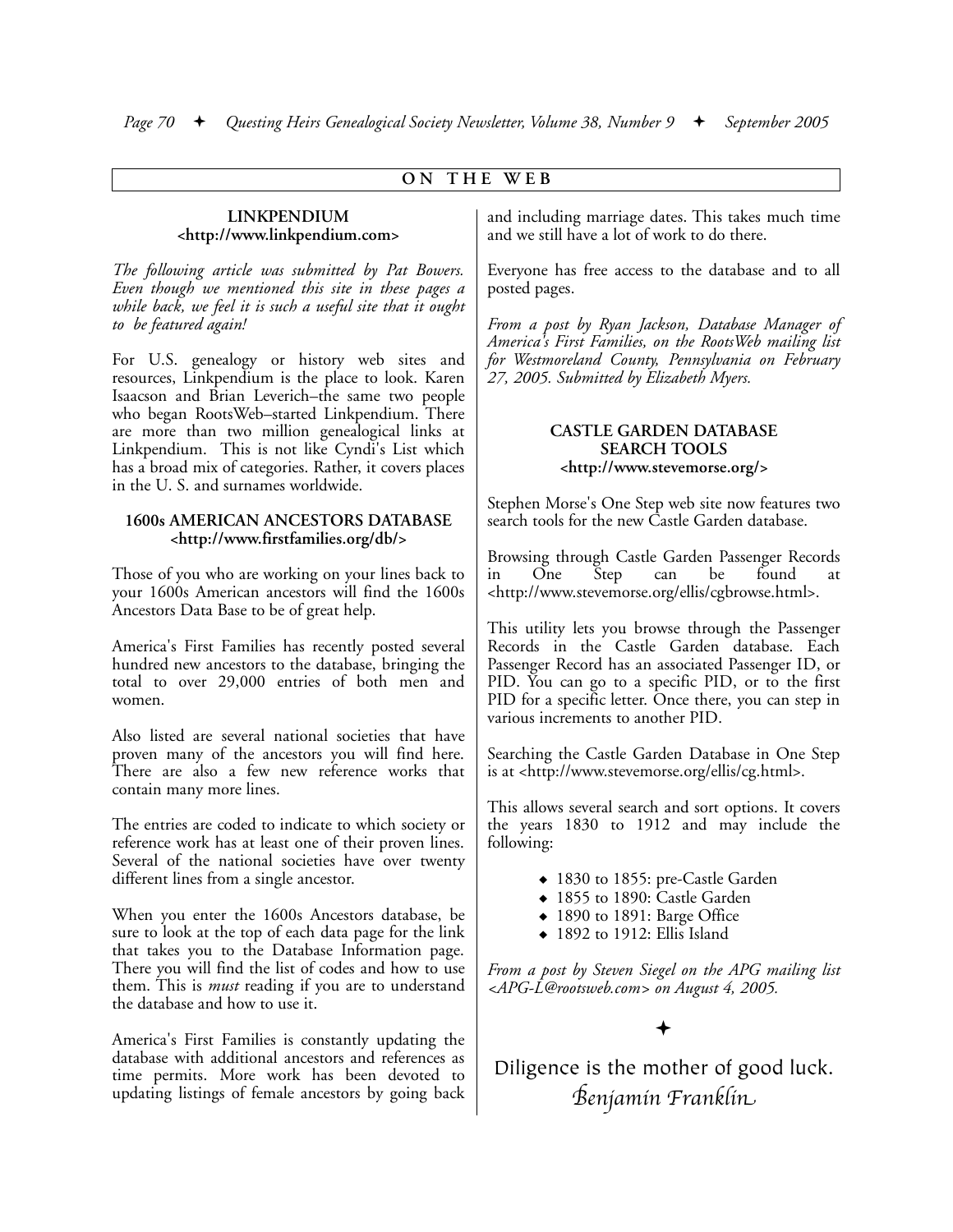## ON THE WEB

### LINKPENDIUM
**<http://www.linkpendium.com>**

*The following article was submitted by Pat Bowers. Even though we mentioned this site in these pages a while back, we feel it is such a useful site that it ought to be featured again!*

For U.S. genealogy or history web sites and resources, Linkpendium is the place to look. Karen Isaacson and Brian Leverich–the same two people who began RootsWeb–started Linkpendium. There are more than two million genealogical links at Linkpendium. This is not like Cyndi's List which has a broad mix of categories. Rather, it covers places in the U. S. and surnames worldwide.

### 1600s AMERICAN ANCESTORS DATABASE
**<http://www.firstfamilies.org/db/>**

Those of you who are working on your lines back to your 1600s American ancestors will find the 1600s Ancestors Data Base to be of great help.

America's First Families has recently posted several hundred new ancestors to the database, bringing the total to over 29,000 entries of both men and women.

Also listed are several national societies that have proven many of the ancestors you will find here. There are also a few new reference works that contain many more lines.

The entries are coded to indicate to which society or reference work has at least one of their proven lines. Several of the national societies have over twenty different lines from a single ancestor.

When you enter the 1600s Ancestors database, be sure to look at the top of each data page for the link that takes you to the Database Information page. There you will find the list of codes and how to use them. This is *must* reading if you are to understand the database and how to use it.

America's First Families is constantly updating the database with additional ancestors and references as time permits. More work has been devoted to updating listings of female ancestors by going back and including marriage dates. This takes much time and we still have a lot of work to do there.

Everyone has free access to the database and to all posted pages.

*From a post by Ryan Jackson, Database Manager of America's First Families, on the RootsWeb mailing list for Westmoreland County, Pennsylvania on February 27, 2005. Submitted by Elizabeth Myers.*

### CASTLE GARDEN DATABASE SEARCH TOOLS
**<http://www.stevemorse.org/>**

Stephen Morse's One Step web site now features two search tools for the new Castle Garden database.

Browsing through Castle Garden Passenger Records in One Step can be found at <http://www.stevemorse.org/ellis/cgbrowse.html>.

This utility lets you browse through the Passenger Records in the Castle Garden database. Each Passenger Record has an associated Passenger ID, or PID. You can go to a specific PID, or to the first PID for a specific letter. Once there, you can step in various increments to another PID.

Searching the Castle Garden Database in One Step is at <http://www.stevemorse.org/ellis/cg.html>.

This allows several search and sort options. It covers the years 1830 to 1912 and may include the following:

- 1830 to 1855: pre-Castle Garden
- 1855 to 1890: Castle Garden
- 1890 to 1891: Barge Office
- 1892 to 1912: Ellis Island

*From a post by Steven Siegel on the APG mailing list <APG-L@rootsweb.com> on August 4, 2005.*

✦

Diligence is the mother of good luck.
*Benjamin Franklin*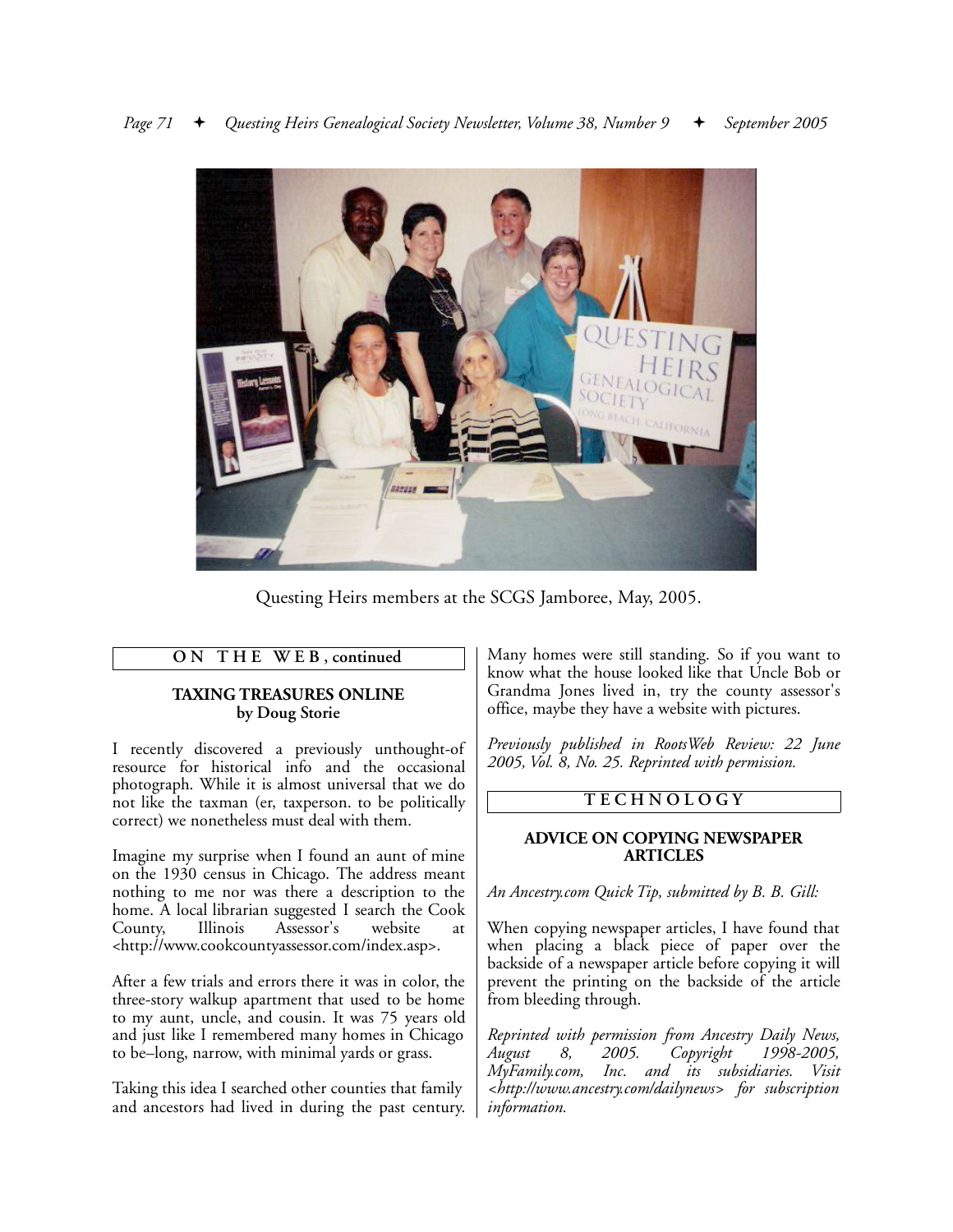Questing Heirs members at the SCGS Jamboree, May, 2005.

## ON THE WEB, continued

### TAXING TREASURES ONLINE
**by Doug Storie**

I recently discovered a previously unthought-of resource for historical info and the occasional photograph. While it is almost universal that we do not like the taxman (er, taxperson. to be politically correct) we nonetheless must deal with them.

Imagine my surprise when I found an aunt of mine on the 1930 census in Chicago. The address meant nothing to me nor was there a description to the home. A local librarian suggested I search the Cook County, Illinois Assessor's website at <http://www.cookcountyassessor.com/index.asp>.

After a few trials and errors there it was in color, the three-story walkup apartment that used to be home to my aunt, uncle, and cousin. It was 75 years old and just like I remembered many homes in Chicago to be–long, narrow, with minimal yards or grass.

Taking this idea I searched other counties that family and ancestors had lived in during the past century. Many homes were still standing. So if you want to know what the house looked like that Uncle Bob or Grandma Jones lived in, try the county assessor's office, maybe they have a website with pictures.

*Previously published in RootsWeb Review: 22 June 2005, Vol. 8, No. 25. Reprinted with permission.*

## TECHNOLOGY

### ADVICE ON COPYING NEWSPAPER ARTICLES

*An Ancestry.com Quick Tip, submitted by B. B. Gill:*

When copying newspaper articles, I have found that when placing a black piece of paper over the backside of a newspaper article before copying it will prevent the printing on the backside of the article from bleeding through.

*Reprinted with permission from Ancestry Daily News, August 8, 2005. Copyright 1998-2005, MyFamily.com, Inc. and its subsidiaries. Visit <http://www.ancestry.com/dailynews> for subscription information.*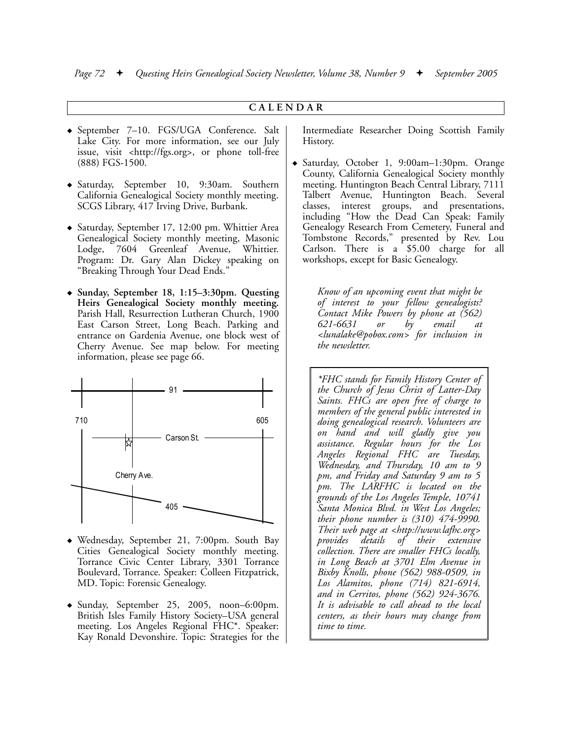## CALENDAR

- September 7–10. FGS/UGA Conference. Salt Lake City. For more information, see our July issue, visit <http://fgs.org>, or phone toll-free (888) FGS-1500.

- Saturday, September 10, 9:30am. Southern California Genealogical Society monthly meeting. SCGS Library, 417 Irving Drive, Burbank.

- Saturday, September 17, 12:00 pm. Whittier Area Genealogical Society monthly meeting, Masonic Lodge, 7604 Greenleaf Avenue, Whittier. Program: Dr. Gary Alan Dickey speaking on "Breaking Through Your Dead Ends."

- **Sunday, September 18, 1:15–3:30pm. Questing Heirs Genealogical Society monthly meeting.** Parish Hall, Resurrection Lutheran Church, 1900 East Carson Street, Long Beach. Parking and entrance on Gardenia Avenue, one block west of Cherry Avenue. See map below. For meeting information, please see page 66.

91

710

605

Carson St.

Cherry Ave.

405

- Wednesday, September 21, 7:00pm. South Bay Cities Genealogical Society monthly meeting. Torrance Civic Center Library, 3301 Torrance Boulevard, Torrance. Speaker: Colleen Fitzpatrick, MD. Topic: Forensic Genealogy.

- Sunday, September 25, 2005, noon–6:00pm. British Isles Family History Society–USA general meeting. Los Angeles Regional FHC*. Speaker: Kay Ronald Devonshire. Topic: Strategies for the Intermediate Researcher Doing Scottish Family History.

- Saturday, October 1, 9:00am–1:30pm. Orange County, California Genealogical Society monthly meeting. Huntington Beach Central Library, 7111 Talbert Avenue, Huntington Beach. Several classes, interest groups, and presentations, including "How the Dead Can Speak: Family Genealogy Research From Cemetery, Funeral and Tombstone Records," presented by Rev. Lou Carlson. There is a $5.00 charge for all workshops, except for Basic Genealogy.

*Know of an upcoming event that might be of interest to your fellow genealogists? Contact Mike Powers by phone at (562) 621-6631 or by email at <lunalake@pobox.com> for inclusion in the newsletter.*

*\*FHC stands for Family History Center of the Church of Jesus Christ of Latter-Day Saints. FHCs are open free of charge to members of the general public interested in doing genealogical research. Volunteers are on hand and will gladly give you assistance. Regular hours for the Los Angeles Regional FHC are Tuesday, Wednesday, and Thursday, 10 am to 9 pm, and Friday and Saturday 9 am to 5 pm. The LARFHC is located on the grounds of the Los Angeles Temple, 10741 Santa Monica Blvd. in West Los Angeles; their phone number is (310) 474-9990. Their web page at <http://www.lafhc.org> provides details of their extensive collection. There are smaller FHCs locally, in Long Beach at 3701 Elm Avenue in Bixby Knolls, phone (562) 988-0509, in Los Alamitos, phone (714) 821-6914, and in Cerritos, phone (562) 924-3676. It is advisable to call ahead to the local centers, as their hours may change from time to time.*